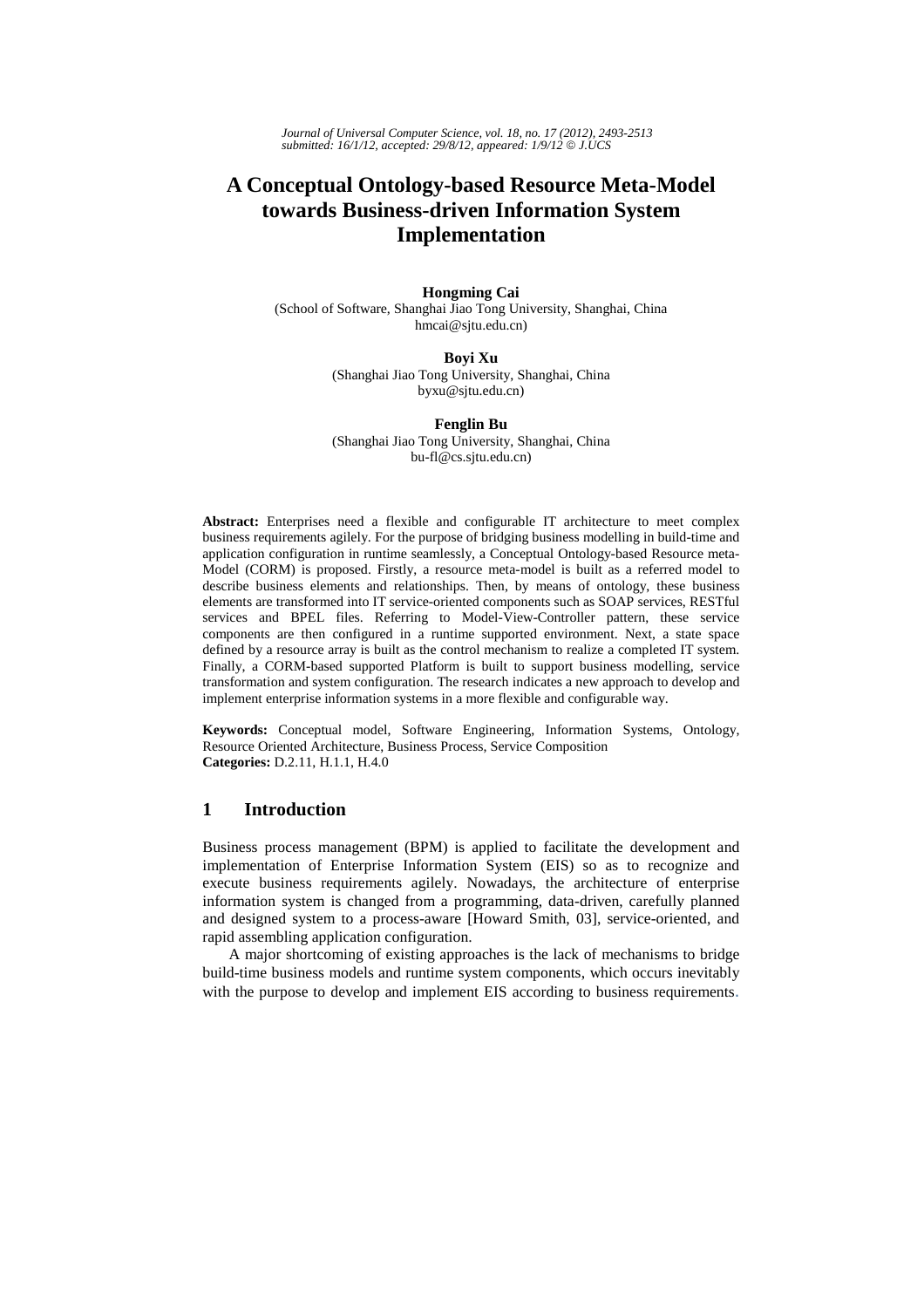# A Conceptual Ontology-based Resource Meta-Model towards Business-driven Information System Implementation

**Hongming Cai**
(School of Software, Shanghai Jiao Tong University, Shanghai, China
hmcai@sjtu.edu.cn)

**Boyi Xu**
(Shanghai Jiao Tong University, Shanghai, China
byxu@sjtu.edu.cn)

**Fenglin Bu**
(Shanghai Jiao Tong University, Shanghai, China
bu-fl@cs.sjtu.edu.cn)

**Abstract:** Enterprises need a flexible and configurable IT architecture to meet complex business requirements agilely. For the purpose of bridging business modelling in build-time and application configuration in runtime seamlessly, a Conceptual Ontology-based Resource meta-Model (CORM) is proposed. Firstly, a resource meta-model is built as a referred model to describe business elements and relationships. Then, by means of ontology, these business elements are transformed into IT service-oriented components such as SOAP services, RESTful services and BPEL files. Referring to Model-View-Controller pattern, these service components are then configured in a runtime supported environment. Next, a state space defined by a resource array is built as the control mechanism to realize a completed IT system. Finally, a CORM-based supported Platform is built to support business modelling, service transformation and system configuration. The research indicates a new approach to develop and implement enterprise information systems in a more flexible and configurable way.

**Keywords:** Conceptual model, Software Engineering, Information Systems, Ontology, Resource Oriented Architecture, Business Process, Service Composition
**Categories:** D.2.11, H.1.1, H.4.0

## 1 Introduction

Business process management (BPM) is applied to facilitate the development and implementation of Enterprise Information System (EIS) so as to recognize and execute business requirements agilely. Nowadays, the architecture of enterprise information system is changed from a programming, data-driven, carefully planned and designed system to a process-aware [Howard Smith, 03], service-oriented, and rapid assembling application configuration.

A major shortcoming of existing approaches is the lack of mechanisms to bridge build-time business models and runtime system components, which occurs inevitably with the purpose to develop and implement EIS according to business requirements.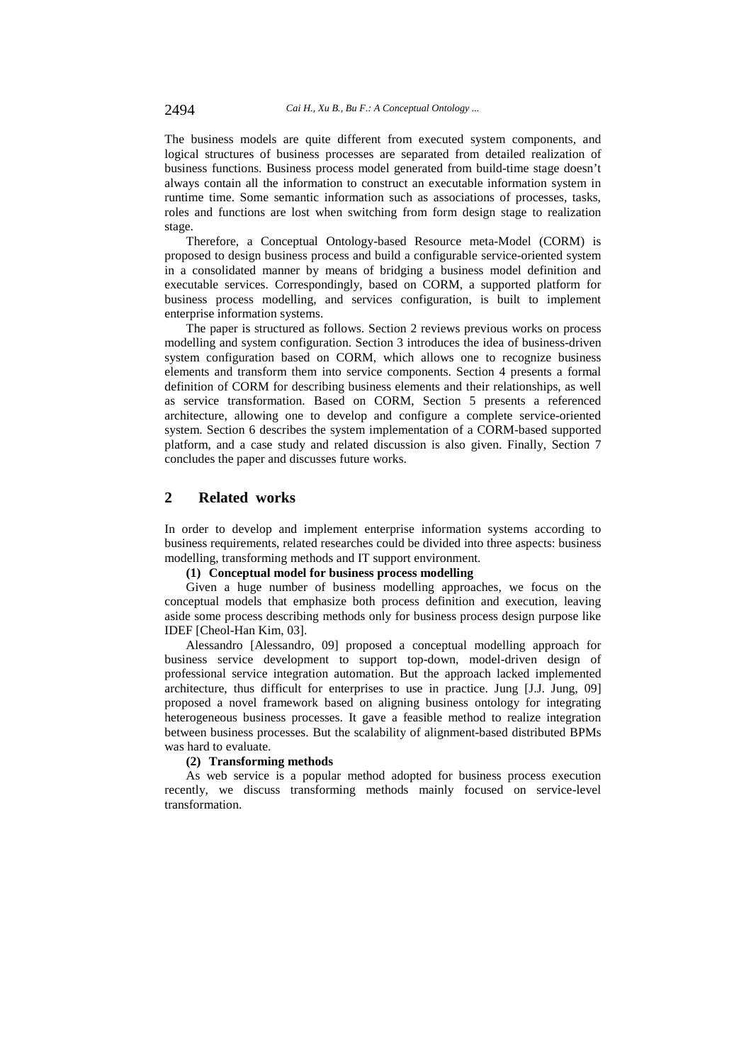The business models are quite different from executed system components, and logical structures of business processes are separated from detailed realization of business functions. Business process model generated from build-time stage doesn't always contain all the information to construct an executable information system in runtime time. Some semantic information such as associations of processes, tasks, roles and functions are lost when switching from form design stage to realization stage.

Therefore, a Conceptual Ontology-based Resource meta-Model (CORM) is proposed to design business process and build a configurable service-oriented system in a consolidated manner by means of bridging a business model definition and executable services. Correspondingly, based on CORM, a supported platform for business process modelling, and services configuration, is built to implement enterprise information systems.

The paper is structured as follows. Section 2 reviews previous works on process modelling and system configuration. Section 3 introduces the idea of business-driven system configuration based on CORM, which allows one to recognize business elements and transform them into service components. Section 4 presents a formal definition of CORM for describing business elements and their relationships, as well as service transformation. Based on CORM, Section 5 presents a referenced architecture, allowing one to develop and configure a complete service-oriented system. Section 6 describes the system implementation of a CORM-based supported platform, and a case study and related discussion is also given. Finally, Section 7 concludes the paper and discusses future works.

## 2 Related works

In order to develop and implement enterprise information systems according to business requirements, related researches could be divided into three aspects: business modelling, transforming methods and IT support environment.

**(1) Conceptual model for business process modelling**

Given a huge number of business modelling approaches, we focus on the conceptual models that emphasize both process definition and execution, leaving aside some process describing methods only for business process design purpose like IDEF [Cheol-Han Kim, 03].

Alessandro [Alessandro, 09] proposed a conceptual modelling approach for business service development to support top-down, model-driven design of professional service integration automation. But the approach lacked implemented architecture, thus difficult for enterprises to use in practice. Jung [J.J. Jung, 09] proposed a novel framework based on aligning business ontology for integrating heterogeneous business processes. It gave a feasible method to realize integration between business processes. But the scalability of alignment-based distributed BPMs was hard to evaluate.

**(2) Transforming methods**

As web service is a popular method adopted for business process execution recently, we discuss transforming methods mainly focused on service-level transformation.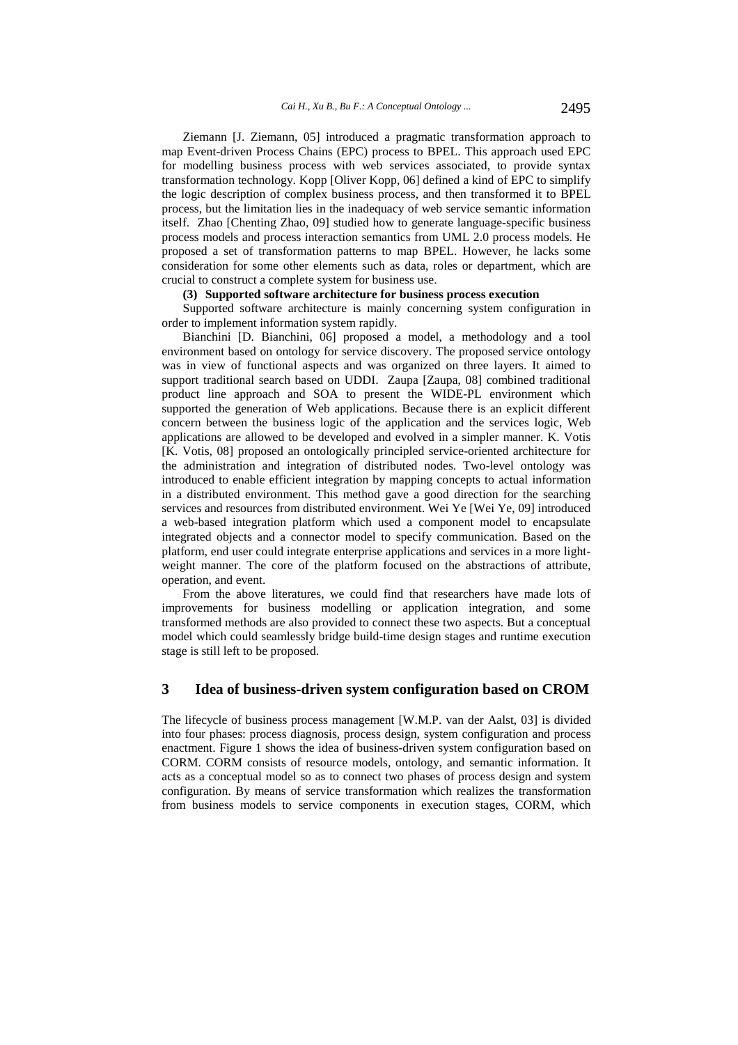Ziemann [J. Ziemann, 05] introduced a pragmatic transformation approach to map Event-driven Process Chains (EPC) process to BPEL. This approach used EPC for modelling business process with web services associated, to provide syntax transformation technology. Kopp [Oliver Kopp, 06] defined a kind of EPC to simplify the logic description of complex business process, and then transformed it to BPEL process, but the limitation lies in the inadequacy of web service semantic information itself. Zhao [Chenting Zhao, 09] studied how to generate language-specific business process models and process interaction semantics from UML 2.0 process models. He proposed a set of transformation patterns to map BPEL. However, he lacks some consideration for some other elements such as data, roles or department, which are crucial to construct a complete system for business use.

**(3) Supported software architecture for business process execution**

Supported software architecture is mainly concerning system configuration in order to implement information system rapidly.

Bianchini [D. Bianchini, 06] proposed a model, a methodology and a tool environment based on ontology for service discovery. The proposed service ontology was in view of functional aspects and was organized on three layers. It aimed to support traditional search based on UDDI. Zaupa [Zaupa, 08] combined traditional product line approach and SOA to present the WIDE-PL environment which supported the generation of Web applications. Because there is an explicit different concern between the business logic of the application and the services logic, Web applications are allowed to be developed and evolved in a simpler manner. K. Votis [K. Votis, 08] proposed an ontologically principled service-oriented architecture for the administration and integration of distributed nodes. Two-level ontology was introduced to enable efficient integration by mapping concepts to actual information in a distributed environment. This method gave a good direction for the searching services and resources from distributed environment. Wei Ye [Wei Ye, 09] introduced a web-based integration platform which used a component model to encapsulate integrated objects and a connector model to specify communication. Based on the platform, end user could integrate enterprise applications and services in a more light-weight manner. The core of the platform focused on the abstractions of attribute, operation, and event.

From the above literatures, we could find that researchers have made lots of improvements for business modelling or application integration, and some transformed methods are also provided to connect these two aspects. But a conceptual model which could seamlessly bridge build-time design stages and runtime execution stage is still left to be proposed.

## 3 Idea of business-driven system configuration based on CROM

The lifecycle of business process management [W.M.P. van der Aalst, 03] is divided into four phases: process diagnosis, process design, system configuration and process enactment. Figure 1 shows the idea of business-driven system configuration based on CORM. CORM consists of resource models, ontology, and semantic information. It acts as a conceptual model so as to connect two phases of process design and system configuration. By means of service transformation which realizes the transformation from business models to service components in execution stages, CORM, which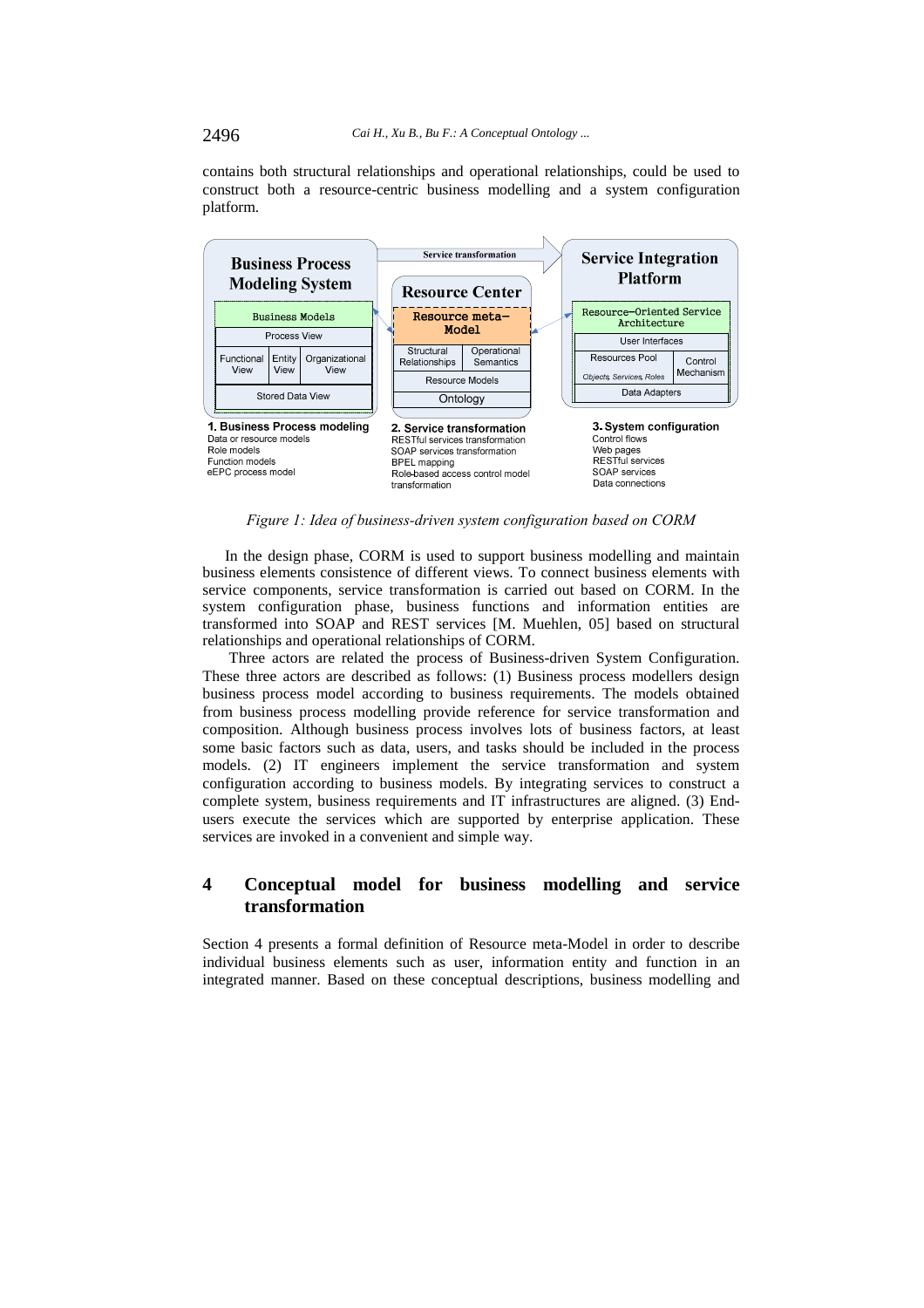contains both structural relationships and operational relationships, could be used to construct both a resource-centric business modelling and a system configuration platform.

Business Process Modeling System

Business Models

Process View

Functional View | Entity View | Organizational View

Stored Data View

Service transformation

Resource Center

Resource meta-Model

Structural Relationships | Operational Semantics

Resource Models

Ontology

Service Integration Platform

Resource-Oriented Service Architecture

User Interfaces

Resources Pool (Objects, Services, Roles) | Control Mechanism

Data Adapters

**1. Business Process modeling**
Data or resource models
Role models
Function models
eEPC process model

**2. Service transformation**
RESTful services transformation
SOAP services transformation
BPEL mapping
Role-based access control model transformation

**3. System configuration**
Control flows
Web pages
RESTful services
SOAP services
Data connections

*Figure 1: Idea of business-driven system configuration based on CORM*

In the design phase, CORM is used to support business modelling and maintain business elements consistence of different views. To connect business elements with service components, service transformation is carried out based on CORM. In the system configuration phase, business functions and information entities are transformed into SOAP and REST services [M. Muehlen, 05] based on structural relationships and operational relationships of CORM.

Three actors are related the process of Business-driven System Configuration. These three actors are described as follows: (1) Business process modellers design business process model according to business requirements. The models obtained from business process modelling provide reference for service transformation and composition. Although business process involves lots of business factors, at least some basic factors such as data, users, and tasks should be included in the process models. (2) IT engineers implement the service transformation and system configuration according to business models. By integrating services to construct a complete system, business requirements and IT infrastructures are aligned. (3) End-users execute the services which are supported by enterprise application. These services are invoked in a convenient and simple way.

## 4 Conceptual model for business modelling and service transformation

Section 4 presents a formal definition of Resource meta-Model in order to describe individual business elements such as user, information entity and function in an integrated manner. Based on these conceptual descriptions, business modelling and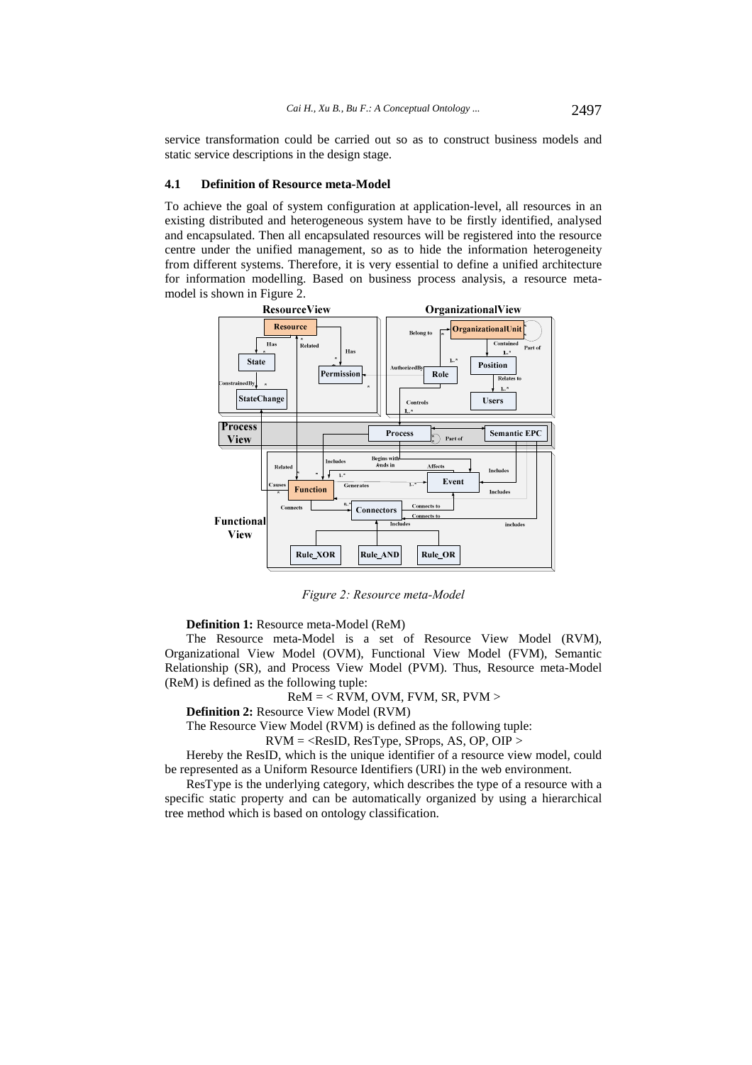service transformation could be carried out so as to construct business models and static service descriptions in the design stage.

### 4.1 Definition of Resource meta-Model

To achieve the goal of system configuration at application-level, all resources in an existing distributed and heterogeneous system have to be firstly identified, analysed and encapsulated. Then all encapsulated resources will be registered into the resource centre under the unified management, so as to hide the information heterogeneity from different systems. Therefore, it is very essential to define a unified architecture for information modelling. Based on business process analysis, a resource meta-model is shown in Figure 2.

*Figure 2: Resource meta-Model*

**Definition 1:** Resource meta-Model (ReM)

The Resource meta-Model is a set of Resource View Model (RVM), Organizational View Model (OVM), Functional View Model (FVM), Semantic Relationship (SR), and Process View Model (PVM). Thus, Resource meta-Model (ReM) is defined as the following tuple:

$$ReM = < RVM, OVM, FVM, SR, PVM >$$

**Definition 2:** Resource View Model (RVM)

The Resource View Model (RVM) is defined as the following tuple:

$$RVM = <ResID, ResType, SProps, AS, OP, OIP >$$

Hereby the ResID, which is the unique identifier of a resource view model, could be represented as a Uniform Resource Identifiers (URI) in the web environment.

ResType is the underlying category, which describes the type of a resource with a specific static property and can be automatically organized by using a hierarchical tree method which is based on ontology classification.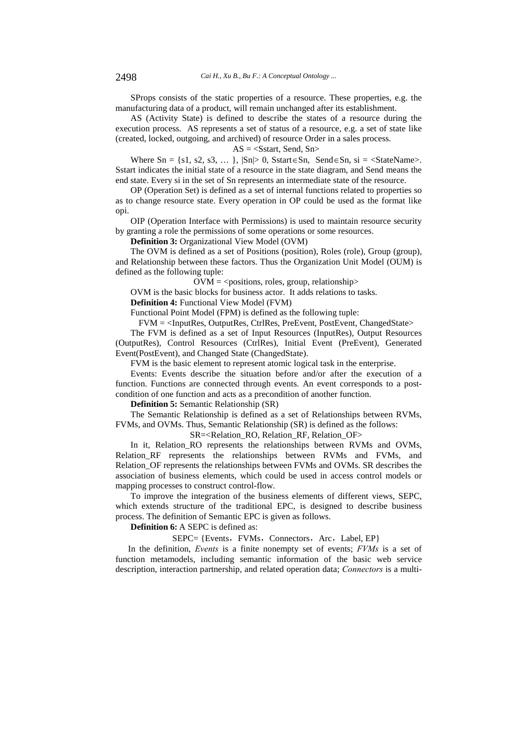SProps consists of the static properties of a resource. These properties, e.g. the manufacturing data of a product, will remain unchanged after its establishment.

AS (Activity State) is defined to describe the states of a resource during the execution process. AS represents a set of status of a resource, e.g. a set of state like (created, locked, outgoing, and archived) of resource Order in a sales process.

$$AS = <S_{start}, S_{end}, S_n>$$

Where $S_n = \{s_1, s_2, s_3, \dots\}$, $|S_n| > 0$, $S_{start} \in S_n$, $S_{end} \in S_n$, $s_i$ = <StateName>. $S_{start}$ indicates the initial state of a resource in the state diagram, and $S_{end}$ means the end state. Every $s_i$ in the set of $S_n$ represents an intermediate state of the resource.

OP (Operation Set) is defined as a set of internal functions related to properties so as to change resource state. Every operation in OP could be used as the format like $op_i$.

OIP (Operation Interface with Permissions) is used to maintain resource security by granting a role the permissions of some operations or some resources.

**Definition 3:** Organizational View Model (OVM)

The OVM is defined as a set of Positions (position), Roles (role), Group (group), and Relationship between these factors. Thus the Organization Unit Model (OUM) is defined as the following tuple:

$$OVM = <positions, roles, group, relationship>$$

OVM is the basic blocks for business actor. It adds relations to tasks.

**Definition 4:** Functional View Model (FVM)

Functional Point Model (FPM) is defined as the following tuple:

$$FVM = <InputRes, OutputRes, CtrlRes, PreEvent, PostEvent, ChangedState>$$

The FVM is defined as a set of Input Resources (InputRes), Output Resources (OutputRes), Control Resources (CtrlRes), Initial Event (PreEvent), Generated Event(PostEvent), and Changed State (ChangedState).

FVM is the basic element to represent atomic logical task in the enterprise.

Events: Events describe the situation before and/or after the execution of a function. Functions are connected through events. An event corresponds to a post-condition of one function and acts as a precondition of another function.

**Definition 5:** Semantic Relationship (SR)

The Semantic Relationship is defined as a set of Relationships between RVMs, FVMs, and OVMs. Thus, Semantic Relationship (SR) is defined as the follows:

$$SR=<Relation\_RO, Relation\_RF, Relation\_OF>$$

In it, Relation_RO represents the relationships between RVMs and OVMs, Relation_RF represents the relationships between RVMs and FVMs, and Relation_OF represents the relationships between FVMs and OVMs. SR describes the association of business elements, which could be used in access control models or mapping processes to construct control-flow.

To improve the integration of the business elements of different views, SEPC, which extends structure of the traditional EPC, is designed to describe business process. The definition of Semantic EPC is given as follows.

**Definition 6:** A SEPC is defined as:

$$SEPC= \{Events，FVMs，Connectors，Arc，Label, EP\}$$

In the definition, *Events* is a finite nonempty set of events; *FVMs* is a set of function metamodels, including semantic information of the basic web service description, interaction partnership, and related operation data; *Connectors* is a multi-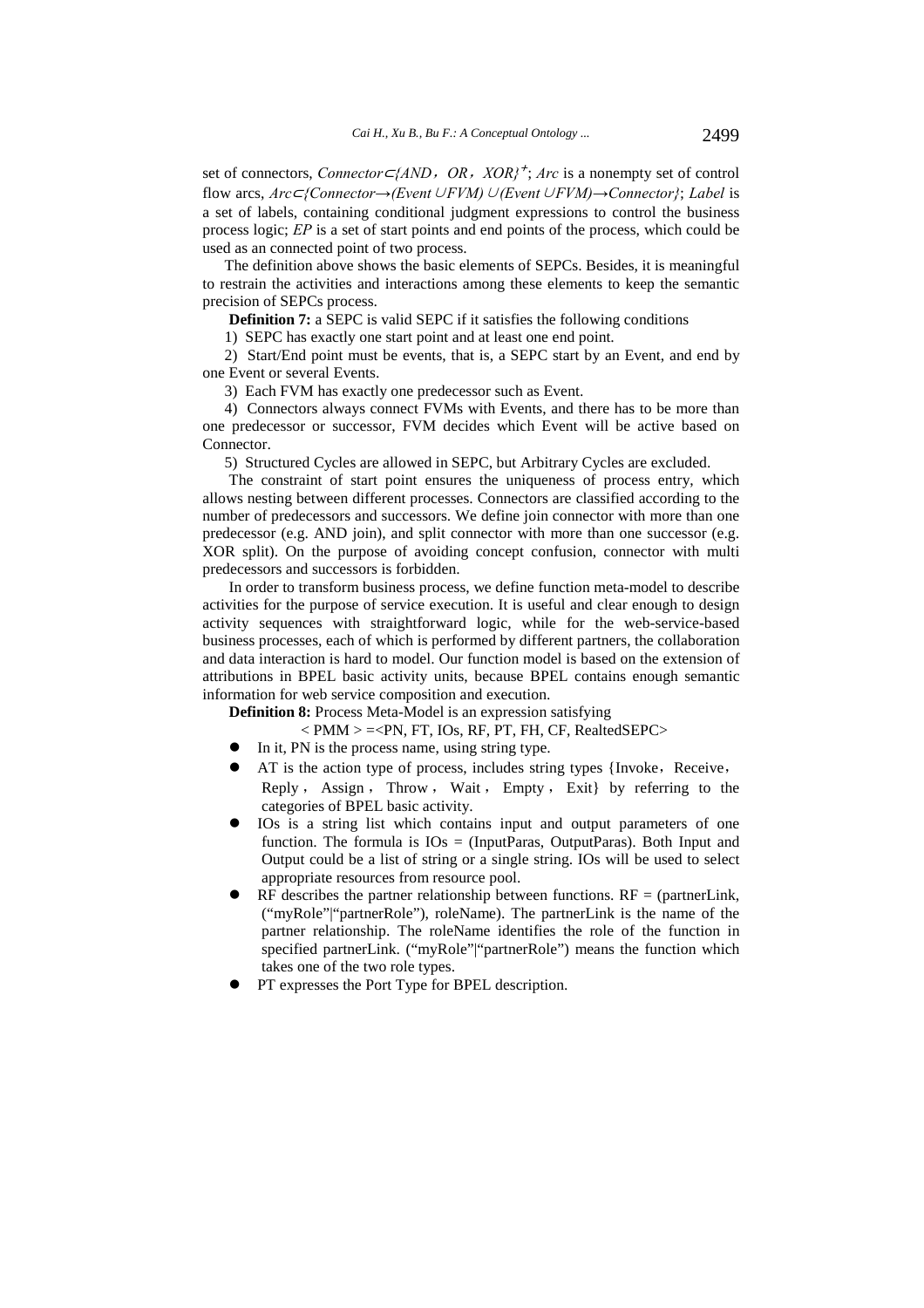set of connectors, $Connector \subset \{AND, OR, XOR\}^{+}$; *Arc* is a nonempty set of control flow arcs, $Arc \subset \{Connector \rightarrow (Event \cup FVM) \cup (Event \cup FVM) \rightarrow Connector\}$; *Label* is a set of labels, containing conditional judgment expressions to control the business process logic; *EP* is a set of start points and end points of the process, which could be used as an connected point of two process.

The definition above shows the basic elements of SEPCs. Besides, it is meaningful to restrain the activities and interactions among these elements to keep the semantic precision of SEPCs process.

**Definition 7:** a SEPC is valid SEPC if it satisfies the following conditions

1) SEPC has exactly one start point and at least one end point.

2) Start/End point must be events, that is, a SEPC start by an Event, and end by one Event or several Events.

3) Each FVM has exactly one predecessor such as Event.

4) Connectors always connect FVMs with Events, and there has to be more than one predecessor or successor, FVM decides which Event will be active based on Connector.

5) Structured Cycles are allowed in SEPC, but Arbitrary Cycles are excluded.

The constraint of start point ensures the uniqueness of process entry, which allows nesting between different processes. Connectors are classified according to the number of predecessors and successors. We define join connector with more than one predecessor (e.g. AND join), and split connector with more than one successor (e.g. XOR split). On the purpose of avoiding concept confusion, connector with multi predecessors and successors is forbidden.

In order to transform business process, we define function meta-model to describe activities for the purpose of service execution. It is useful and clear enough to design activity sequences with straightforward logic, while for the web-service-based business processes, each of which is performed by different partners, the collaboration and data interaction is hard to model. Our function model is based on the extension of attributions in BPEL basic activity units, because BPEL contains enough semantic information for web service composition and execution.

**Definition 8:** Process Meta-Model is an expression satisfying

< PMM > =<PN, FT, IOs, RF, PT, FH, CF, RealtedSEPC>

- In it, PN is the process name, using string type.
- AT is the action type of process, includes string types {Invoke, Receive, Reply, Assign, Throw, Wait, Empty, Exit} by referring to the categories of BPEL basic activity.
- IOs is a string list which contains input and output parameters of one function. The formula is IOs = (InputParas, OutputParas). Both Input and Output could be a list of string or a single string. IOs will be used to select appropriate resources from resource pool.
- RF describes the partner relationship between functions. RF = (partnerLink, ("myRole"|"partnerRole"), roleName). The partnerLink is the name of the partner relationship. The roleName identifies the role of the function in specified partnerLink. ("myRole"|"partnerRole") means the function which takes one of the two role types.
- PT expresses the Port Type for BPEL description.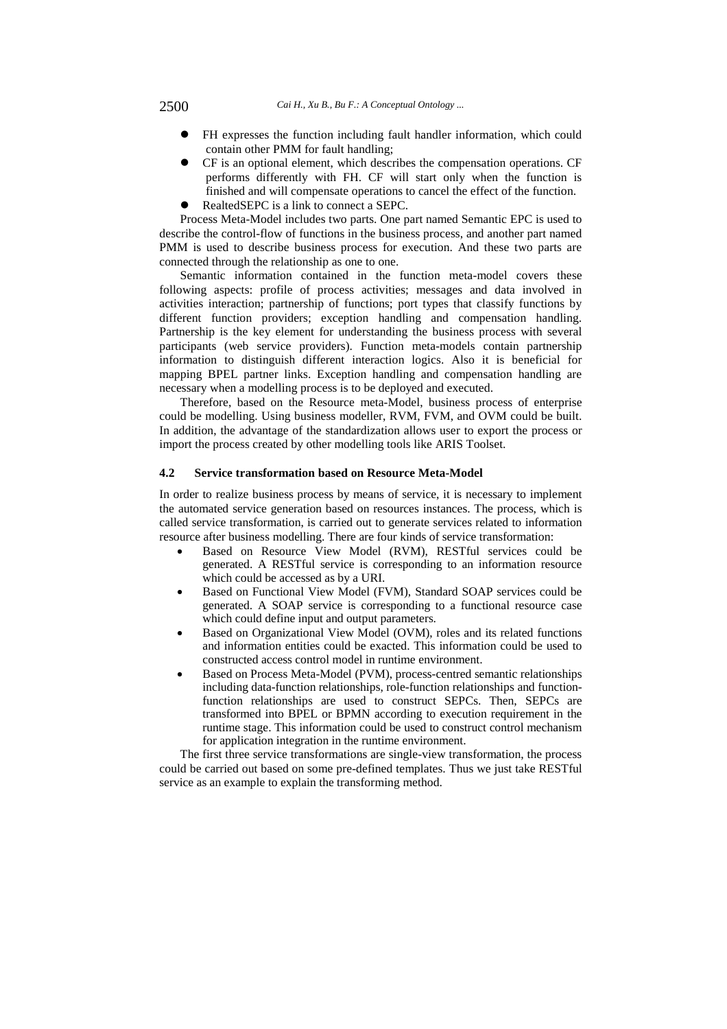- FH expresses the function including fault handler information, which could contain other PMM for fault handling;
- CF is an optional element, which describes the compensation operations. CF performs differently with FH. CF will start only when the function is finished and will compensate operations to cancel the effect of the function.
- RealtedSEPC is a link to connect a SEPC.

Process Meta-Model includes two parts. One part named Semantic EPC is used to describe the control-flow of functions in the business process, and another part named PMM is used to describe business process for execution. And these two parts are connected through the relationship as one to one.

Semantic information contained in the function meta-model covers these following aspects: profile of process activities; messages and data involved in activities interaction; partnership of functions; port types that classify functions by different function providers; exception handling and compensation handling. Partnership is the key element for understanding the business process with several participants (web service providers). Function meta-models contain partnership information to distinguish different interaction logics. Also it is beneficial for mapping BPEL partner links. Exception handling and compensation handling are necessary when a modelling process is to be deployed and executed.

Therefore, based on the Resource meta-Model, business process of enterprise could be modelling. Using business modeller, RVM, FVM, and OVM could be built. In addition, the advantage of the standardization allows user to export the process or import the process created by other modelling tools like ARIS Toolset.

### 4.2 Service transformation based on Resource Meta-Model

In order to realize business process by means of service, it is necessary to implement the automated service generation based on resources instances. The process, which is called service transformation, is carried out to generate services related to information resource after business modelling. There are four kinds of service transformation:

- Based on Resource View Model (RVM), RESTful services could be generated. A RESTful service is corresponding to an information resource which could be accessed as by a URI.
- Based on Functional View Model (FVM), Standard SOAP services could be generated. A SOAP service is corresponding to a functional resource case which could define input and output parameters.
- Based on Organizational View Model (OVM), roles and its related functions and information entities could be exacted. This information could be used to constructed access control model in runtime environment.
- Based on Process Meta-Model (PVM), process-centred semantic relationships including data-function relationships, role-function relationships and function-function relationships are used to construct SEPCs. Then, SEPCs are transformed into BPEL or BPMN according to execution requirement in the runtime stage. This information could be used to construct control mechanism for application integration in the runtime environment.

The first three service transformations are single-view transformation, the process could be carried out based on some pre-defined templates. Thus we just take RESTful service as an example to explain the transforming method.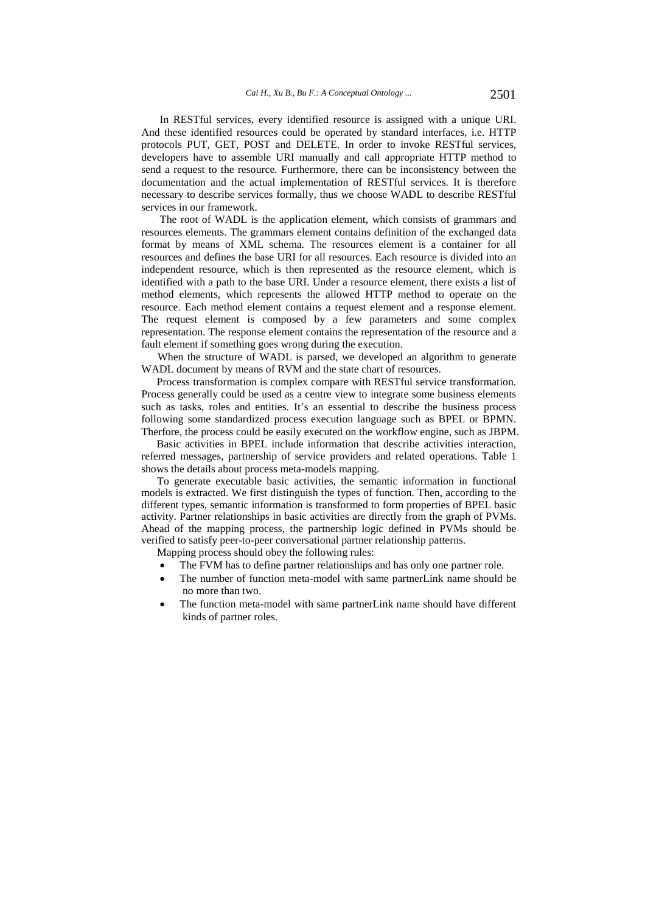In RESTful services, every identified resource is assigned with a unique URI. And these identified resources could be operated by standard interfaces, i.e. HTTP protocols PUT, GET, POST and DELETE. In order to invoke RESTful services, developers have to assemble URI manually and call appropriate HTTP method to send a request to the resource. Furthermore, there can be inconsistency between the documentation and the actual implementation of RESTful services. It is therefore necessary to describe services formally, thus we choose WADL to describe RESTful services in our framework.

The root of WADL is the application element, which consists of grammars and resources elements. The grammars element contains definition of the exchanged data format by means of XML schema. The resources element is a container for all resources and defines the base URI for all resources. Each resource is divided into an independent resource, which is then represented as the resource element, which is identified with a path to the base URI. Under a resource element, there exists a list of method elements, which represents the allowed HTTP method to operate on the resource. Each method element contains a request element and a response element. The request element is composed by a few parameters and some complex representation. The response element contains the representation of the resource and a fault element if something goes wrong during the execution.

When the structure of WADL is parsed, we developed an algorithm to generate WADL document by means of RVM and the state chart of resources.

Process transformation is complex compare with RESTful service transformation. Process generally could be used as a centre view to integrate some business elements such as tasks, roles and entities. It's an essential to describe the business process following some standardized process execution language such as BPEL or BPMN. Therfore, the process could be easily executed on the workflow engine, such as JBPM.

Basic activities in BPEL include information that describe activities interaction, referred messages, partnership of service providers and related operations. Table 1 shows the details about process meta-models mapping.

To generate executable basic activities, the semantic information in functional models is extracted. We first distinguish the types of function. Then, according to the different types, semantic information is transformed to form properties of BPEL basic activity. Partner relationships in basic activities are directly from the graph of PVMs. Ahead of the mapping process, the partnership logic defined in PVMs should be verified to satisfy peer-to-peer conversational partner relationship patterns.

Mapping process should obey the following rules:

- The FVM has to define partner relationships and has only one partner role.
- The number of function meta-model with same partnerLink name should be no more than two.
- The function meta-model with same partnerLink name should have different kinds of partner roles.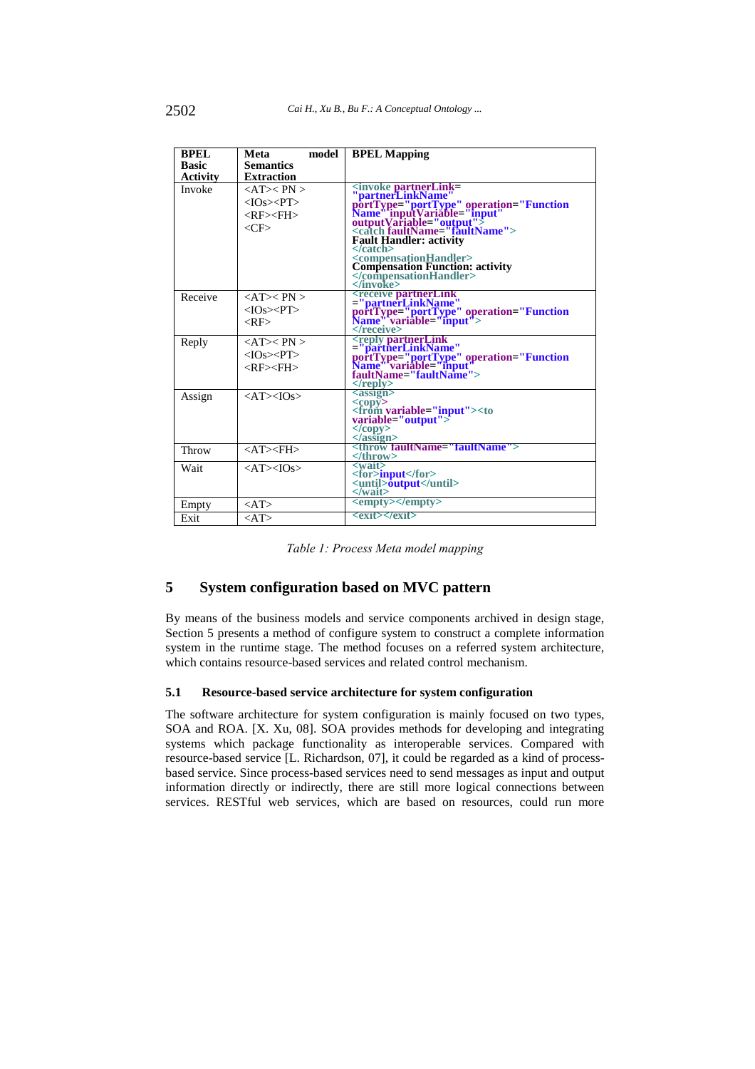| **BPEL Basic Activity** | **Meta model Semantics Extraction** | **BPEL Mapping** |
|---|---|---|
| Invoke | <AT>< PN > <IOs><PT> <RF><FH> <CF> | <invoke partnerLink= "partnerLinkName" portType="portType" operation="Function Name" inputVariable="input" outputVariable="output"> <catch faultName="faultName"> **Fault Handler: activity** </catch> <compensationHandler> **Compensation Function: activity** </compensationHandler> </invoke> |
| Receive | <AT>< PN > <IOs><PT> <RF> | <receive partnerLink ="partnerLinkName" portType="portType" operation="Function Name" variable="input"> </receive> |
| Reply | <AT>< PN > <IOs><PT> <RF><FH> | <reply partnerLink ="partnerLinkName" portType="portType" operation="Function Name" variable="input" faultName="faultName"> </reply> |
| Assign | <AT><IOs> | <assign> <copy> <from variable="input"><to variable="output"> </copy> </assign> |
| Throw | <AT><FH> | <throw faultName="faultName"> </throw> |
| Wait | <AT><IOs> | <wait> <for>input</for> <until>output</until> </wait> |
| Empty | <AT> | <empty></empty> |
| Exit | <AT> | <exit></exit> |

*Table 1: Process Meta model mapping*

# 5 System configuration based on MVC pattern

By means of the business models and service components archived in design stage, Section 5 presents a method of configure system to construct a complete information system in the runtime stage. The method focuses on a referred system architecture, which contains resource-based services and related control mechanism.

## 5.1 Resource-based service architecture for system configuration

The software architecture for system configuration is mainly focused on two types, SOA and ROA. [X. Xu, 08]. SOA provides methods for developing and integrating systems which package functionality as interoperable services. Compared with resource-based service [L. Richardson, 07], it could be regarded as a kind of process-based service. Since process-based services need to send messages as input and output information directly or indirectly, there are still more logical connections between services. RESTful web services, which are based on resources, could run more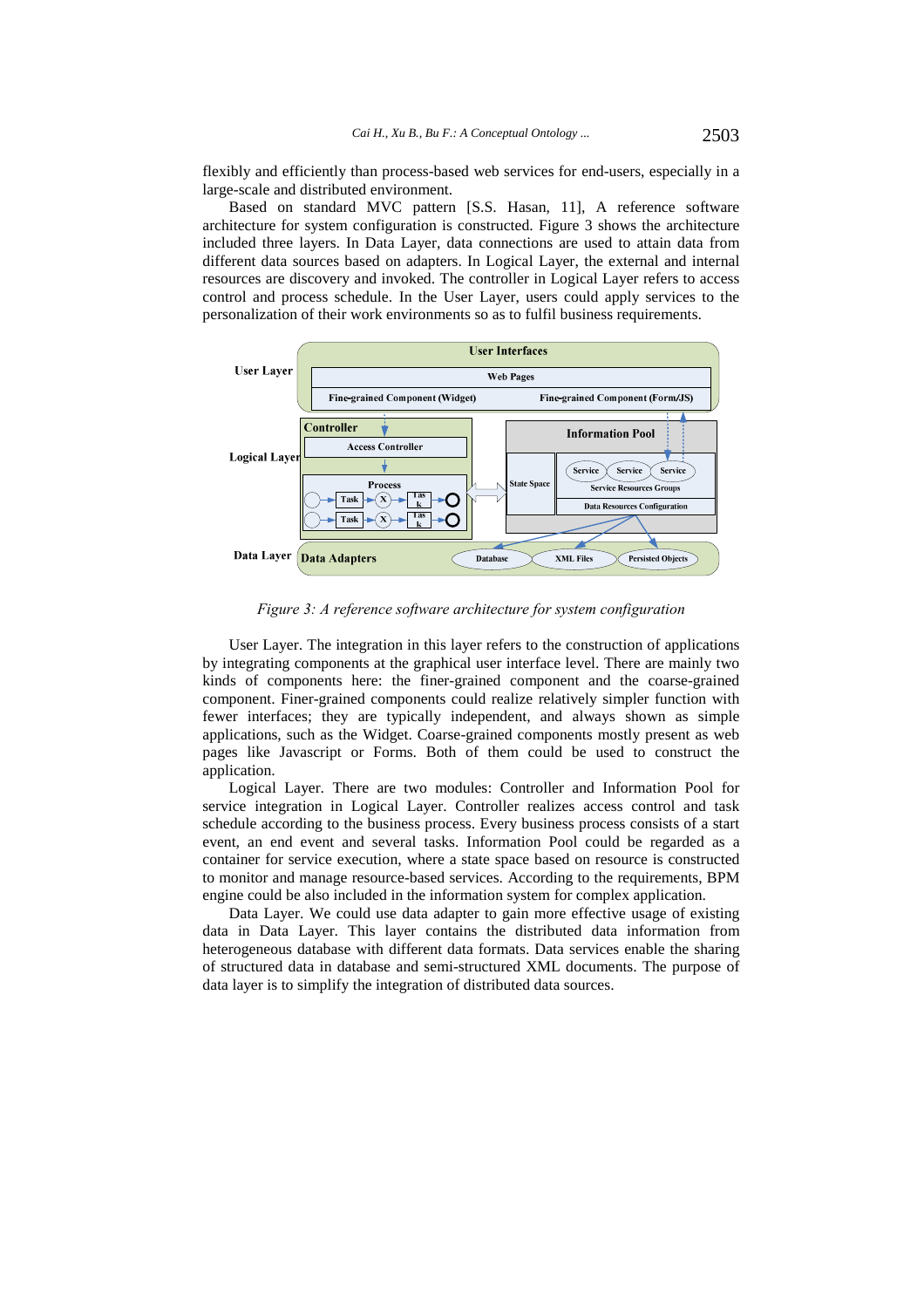flexibly and efficiently than process-based web services for end-users, especially in a large-scale and distributed environment.

Based on standard MVC pattern [S.S. Hasan, 11], A reference software architecture for system configuration is constructed. Figure 3 shows the architecture included three layers. In Data Layer, data connections are used to attain data from different data sources based on adapters. In Logical Layer, the external and internal resources are discovery and invoked. The controller in Logical Layer refers to access control and process schedule. In the User Layer, users could apply services to the personalization of their work environments so as to fulfil business requirements.

*Figure 3: A reference software architecture for system configuration*

User Layer. The integration in this layer refers to the construction of applications by integrating components at the graphical user interface level. There are mainly two kinds of components here: the finer-grained component and the coarse-grained component. Finer-grained components could realize relatively simpler function with fewer interfaces; they are typically independent, and always shown as simple applications, such as the Widget. Coarse-grained components mostly present as web pages like Javascript or Forms. Both of them could be used to construct the application.

Logical Layer. There are two modules: Controller and Information Pool for service integration in Logical Layer. Controller realizes access control and task schedule according to the business process. Every business process consists of a start event, an end event and several tasks. Information Pool could be regarded as a container for service execution, where a state space based on resource is constructed to monitor and manage resource-based services. According to the requirements, BPM engine could be also included in the information system for complex application.

Data Layer. We could use data adapter to gain more effective usage of existing data in Data Layer. This layer contains the distributed data information from heterogeneous database with different data formats. Data services enable the sharing of structured data in database and semi-structured XML documents. The purpose of data layer is to simplify the integration of distributed data sources.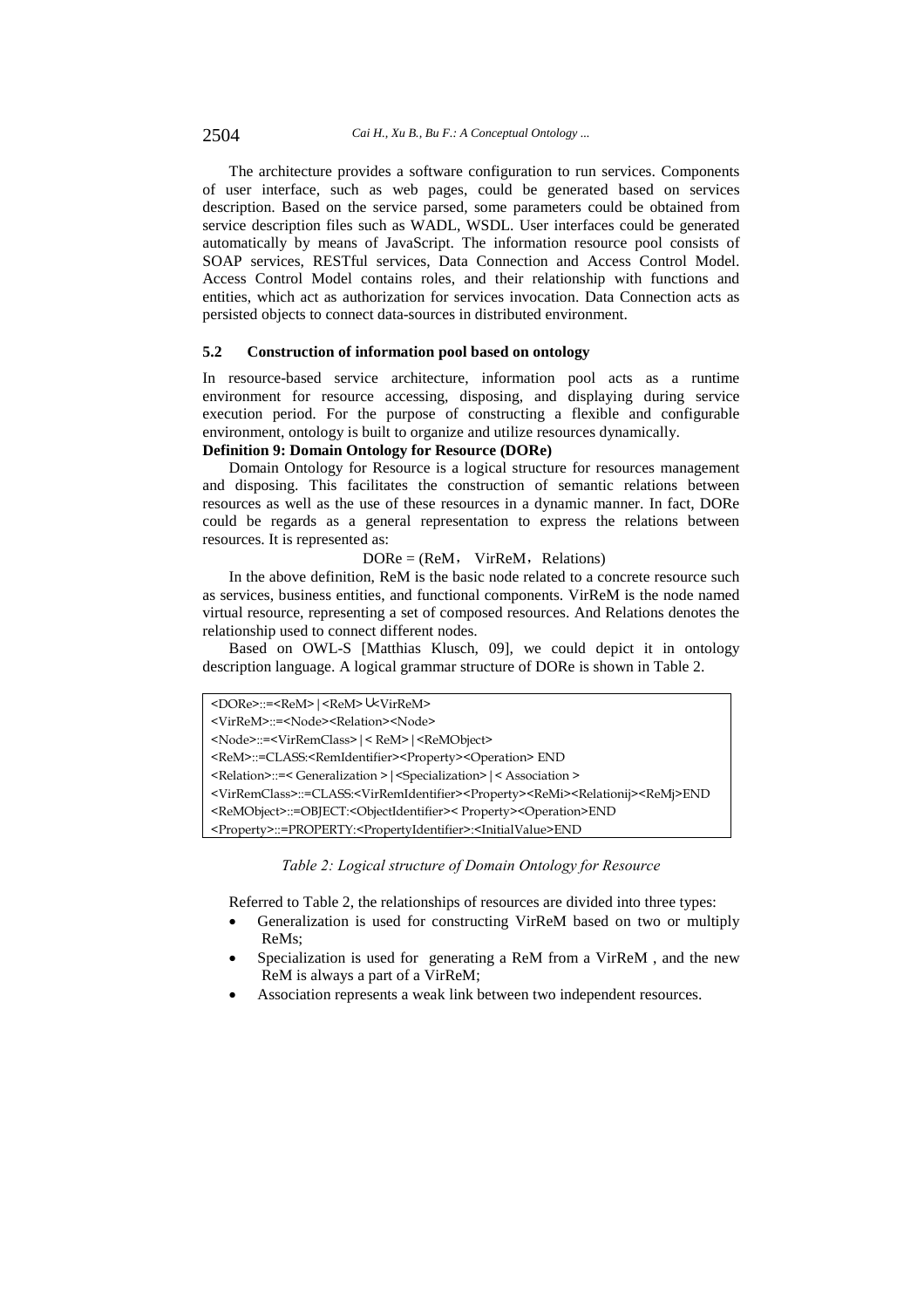The architecture provides a software configuration to run services. Components of user interface, such as web pages, could be generated based on services description. Based on the service parsed, some parameters could be obtained from service description files such as WADL, WSDL. User interfaces could be generated automatically by means of JavaScript. The information resource pool consists of SOAP services, RESTful services, Data Connection and Access Control Model. Access Control Model contains roles, and their relationship with functions and entities, which act as authorization for services invocation. Data Connection acts as persisted objects to connect data-sources in distributed environment.

### 5.2 Construction of information pool based on ontology

In resource-based service architecture, information pool acts as a runtime environment for resource accessing, disposing, and displaying during service execution period. For the purpose of constructing a flexible and configurable environment, ontology is built to organize and utilize resources dynamically.

**Definition 9: Domain Ontology for Resource (DORe)**

Domain Ontology for Resource is a logical structure for resources management and disposing. This facilitates the construction of semantic relations between resources as well as the use of these resources in a dynamic manner. In fact, DORe could be regards as a general representation to express the relations between resources. It is represented as:

$$DORe = (ReM, \ VirReM, \ Relations)$$

In the above definition, ReM is the basic node related to a concrete resource such as services, business entities, and functional components. VirReM is the node named virtual resource, representing a set of composed resources. And Relations denotes the relationship used to connect different nodes.

Based on OWL-S [Matthias Klusch, 09], we could depict it in ontology description language. A logical grammar structure of DORe is shown in Table 2.

```
<DORe>::=<ReM>|<ReM>∪<VirReM>
<VirReM>::=<Node><Relation><Node>
<Node>::=<VirRemClass>|< ReM>|<ReMObject>
<ReM>::=CLASS:<RemIdentifier><Property><Operation> END
<Relation>::=< Generalization >|<Specialization>|< Association >
<VirRemClass>::=CLASS:<VirRemIdentifier><Property><ReMi><Relationij><ReMj>END
<ReMObject>::=OBJECT:<ObjectIdentifier>< Property><Operation>END
<Property>::=PROPERTY:<PropertyIdentifier>:<InitialValue>END
```

*Table 2: Logical structure of Domain Ontology for Resource*

Referred to Table 2, the relationships of resources are divided into three types:

- Generalization is used for constructing VirReM based on two or multiply ReMs;
- Specialization is used for generating a ReM from a VirReM , and the new ReM is always a part of a VirReM;
- Association represents a weak link between two independent resources.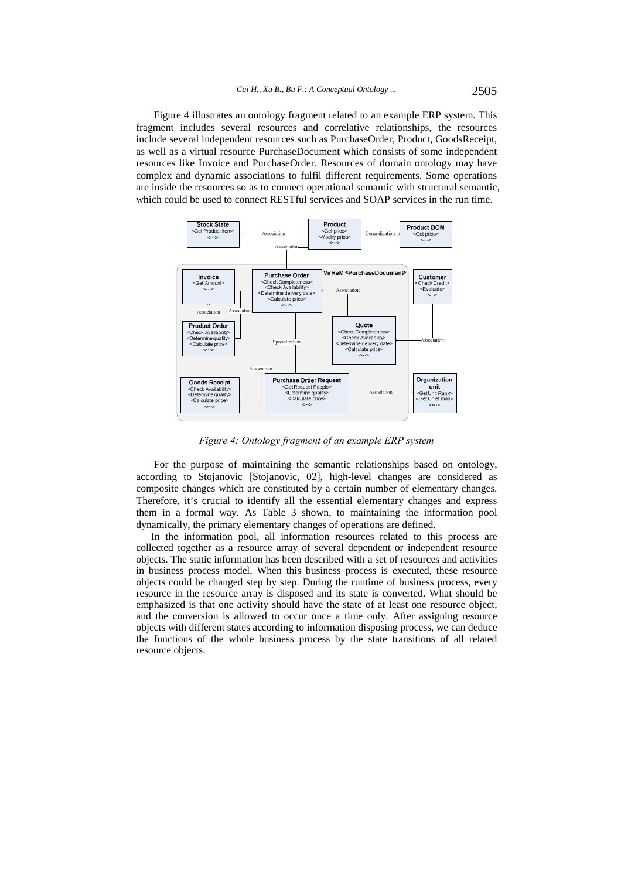Figure 4 illustrates an ontology fragment related to an example ERP system. This fragment includes several resources and correlative relationships, the resources include several independent resources such as PurchaseOrder, Product, GoodsReceipt, as well as a virtual resource PurchaseDocument which consists of some independent resources like Invoice and PurchaseOrder. Resources of domain ontology may have complex and dynamic associations to fulfil different requirements. Some operations are inside the resources so as to connect operational semantic with structural semantic, which could be used to connect RESTful services and SOAP services in the run time.

*Figure 4: Ontology fragment of an example ERP system*

For the purpose of maintaining the semantic relationships based on ontology, according to Stojanovic [Stojanovic, 02], high-level changes are considered as composite changes which are constituted by a certain number of elementary changes. Therefore, it's crucial to identify all the essential elementary changes and express them in a formal way. As Table 3 shown, to maintaining the information pool dynamically, the primary elementary changes of operations are defined.

In the information pool, all information resources related to this process are collected together as a resource array of several dependent or independent resource objects. The static information has been described with a set of resources and activities in business process model. When this business process is executed, these resource objects could be changed step by step. During the runtime of business process, every resource in the resource array is disposed and its state is converted. What should be emphasized is that one activity should have the state of at least one resource object, and the conversion is allowed to occur once a time only. After assigning resource objects with different states according to information disposing process, we can deduce the functions of the whole business process by the state transitions of all related resource objects.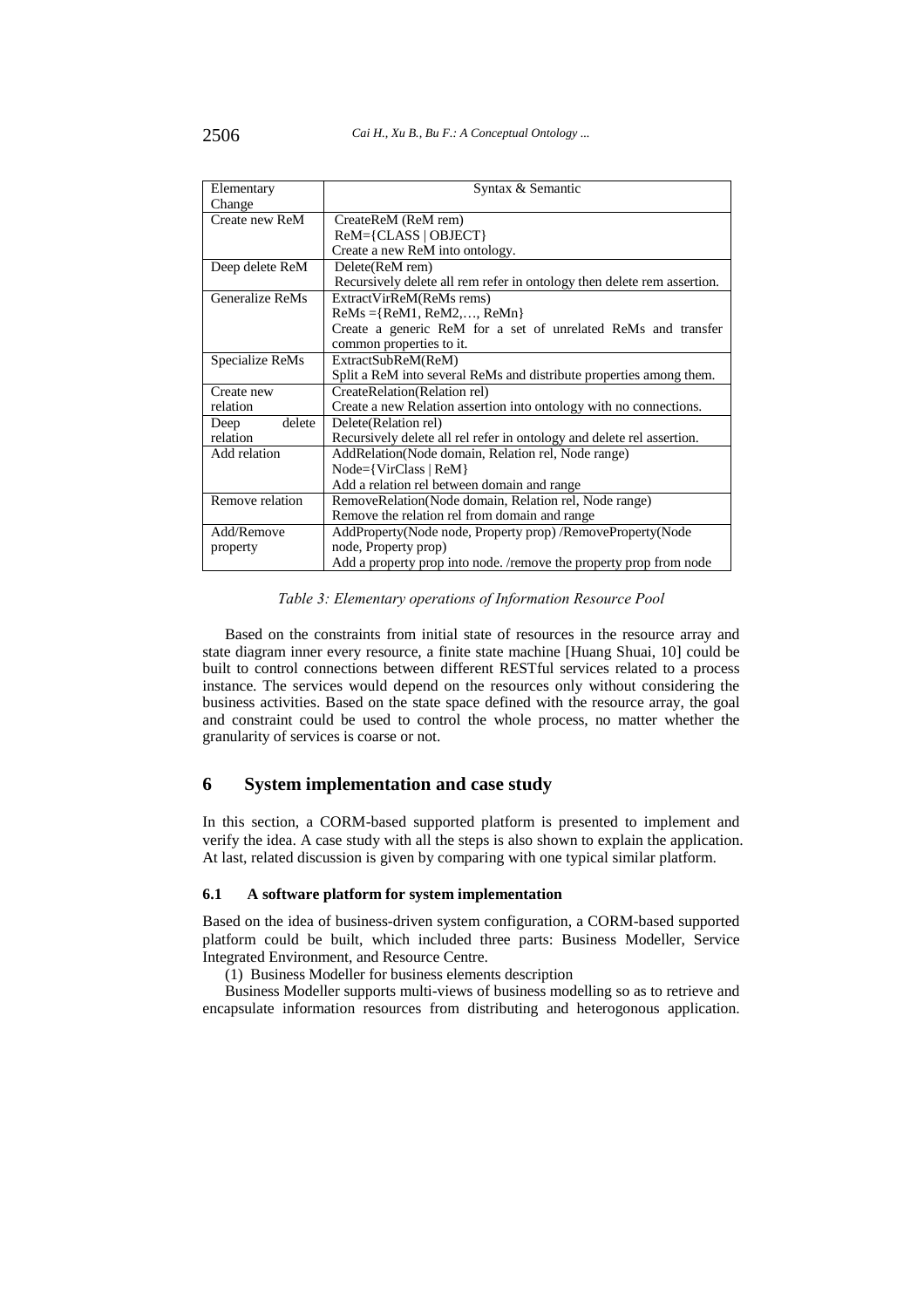| Elementary Change | Syntax & Semantic |
|---|---|
| Create new ReM | CreateReM (ReM rem)<br>ReM={CLASS \| OBJECT}<br>Create a new ReM into ontology. |
| Deep delete ReM | Delete(ReM rem)<br>Recursively delete all rem refer in ontology then delete rem assertion. |
| Generalize ReMs | ExtractVirReM(ReMs rems)<br>ReMs ={ReM1, ReM2,…, ReMn}<br>Create a generic ReM for a set of unrelated ReMs and transfer common properties to it. |
| Specialize ReMs | ExtractSubReM(ReM)<br>Split a ReM into several ReMs and distribute properties among them. |
| Create new relation | CreateRelation(Relation rel)<br>Create a new Relation assertion into ontology with no connections. |
| Deep delete relation | Delete(Relation rel)<br>Recursively delete all rel refer in ontology and delete rel assertion. |
| Add relation | AddRelation(Node domain, Relation rel, Node range)<br>Node={VirClass \| ReM}<br>Add a relation rel between domain and range |
| Remove relation | RemoveRelation(Node domain, Relation rel, Node range)<br>Remove the relation rel from domain and range |
| Add/Remove property | AddProperty(Node node, Property prop) /RemoveProperty(Node node, Property prop)<br>Add a property prop into node. /remove the property prop from node |

*Table 3: Elementary operations of Information Resource Pool*

Based on the constraints from initial state of resources in the resource array and state diagram inner every resource, a finite state machine [Huang Shuai, 10] could be built to control connections between different RESTful services related to a process instance. The services would depend on the resources only without considering the business activities. Based on the state space defined with the resource array, the goal and constraint could be used to control the whole process, no matter whether the granularity of services is coarse or not.

## 6 System implementation and case study

In this section, a CORM-based supported platform is presented to implement and verify the idea. A case study with all the steps is also shown to explain the application. At last, related discussion is given by comparing with one typical similar platform.

### 6.1 A software platform for system implementation

Based on the idea of business-driven system configuration, a CORM-based supported platform could be built, which included three parts: Business Modeller, Service Integrated Environment, and Resource Centre.

(1) Business Modeller for business elements description

Business Modeller supports multi-views of business modelling so as to retrieve and encapsulate information resources from distributing and heterogonous application.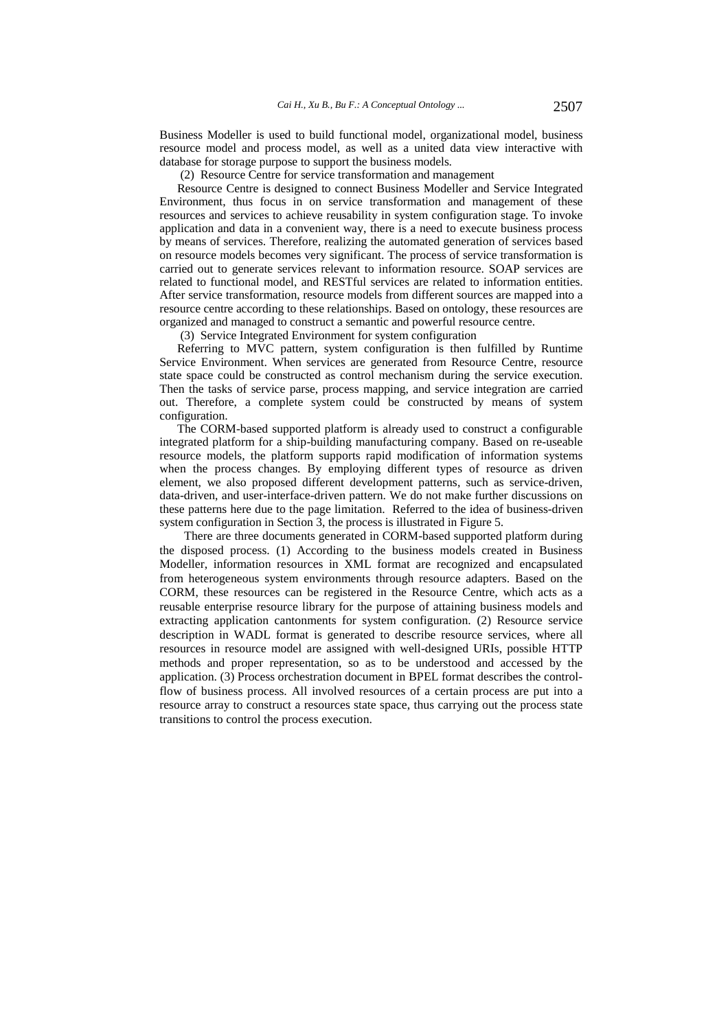Business Modeller is used to build functional model, organizational model, business resource model and process model, as well as a united data view interactive with database for storage purpose to support the business models.

(2) Resource Centre for service transformation and management

Resource Centre is designed to connect Business Modeller and Service Integrated Environment, thus focus in on service transformation and management of these resources and services to achieve reusability in system configuration stage. To invoke application and data in a convenient way, there is a need to execute business process by means of services. Therefore, realizing the automated generation of services based on resource models becomes very significant. The process of service transformation is carried out to generate services relevant to information resource. SOAP services are related to functional model, and RESTful services are related to information entities. After service transformation, resource models from different sources are mapped into a resource centre according to these relationships. Based on ontology, these resources are organized and managed to construct a semantic and powerful resource centre.

(3) Service Integrated Environment for system configuration

Referring to MVC pattern, system configuration is then fulfilled by Runtime Service Environment. When services are generated from Resource Centre, resource state space could be constructed as control mechanism during the service execution. Then the tasks of service parse, process mapping, and service integration are carried out. Therefore, a complete system could be constructed by means of system configuration.

The CORM-based supported platform is already used to construct a configurable integrated platform for a ship-building manufacturing company. Based on re-useable resource models, the platform supports rapid modification of information systems when the process changes. By employing different types of resource as driven element, we also proposed different development patterns, such as service-driven, data-driven, and user-interface-driven pattern. We do not make further discussions on these patterns here due to the page limitation. Referred to the idea of business-driven system configuration in Section 3, the process is illustrated in Figure 5.

There are three documents generated in CORM-based supported platform during the disposed process. (1) According to the business models created in Business Modeller, information resources in XML format are recognized and encapsulated from heterogeneous system environments through resource adapters. Based on the CORM, these resources can be registered in the Resource Centre, which acts as a reusable enterprise resource library for the purpose of attaining business models and extracting application cantonments for system configuration. (2) Resource service description in WADL format is generated to describe resource services, where all resources in resource model are assigned with well-designed URIs, possible HTTP methods and proper representation, so as to be understood and accessed by the application. (3) Process orchestration document in BPEL format describes the control-flow of business process. All involved resources of a certain process are put into a resource array to construct a resources state space, thus carrying out the process state transitions to control the process execution.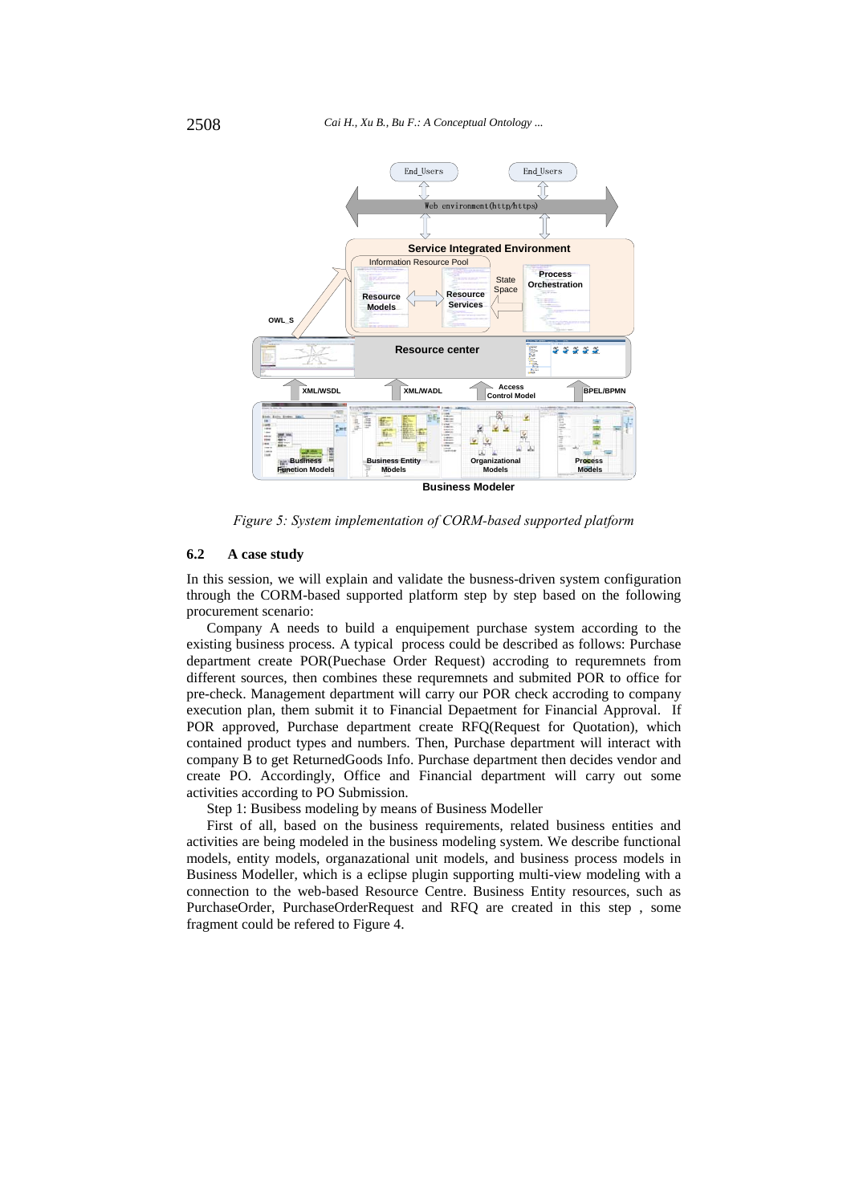*Figure 5: System implementation of CORM-based supported platform*

### 6.2 A case study

In this session, we will explain and validate the busness-driven system configuration through the CORM-based supported platform step by step based on the following procurement scenario:

Company A needs to build a enquipement purchase system according to the existing business process. A typical process could be described as follows: Purchase department create POR(Puechase Order Request) accroding to requrements from different sources, then combines these requrements and submited POR to office for pre-check. Management department will carry our POR check accroding to company execution plan, them submit it to Financial Depaetment for Financial Approval. If POR approved, Purchase department create RFQ(Request for Quotation), which contained product types and numbers. Then, Purchase department will interact with company B to get ReturnedGoods Info. Purchase department then decides vendor and create PO. Accordingly, Office and Financial department will carry out some activities according to PO Submission.

Step 1: Busibess modeling by means of Business Modeller

First of all, based on the business requirements, related business entities and activities are being modeled in the business modeling system. We describe functional models, entity models, organazational unit models, and business process models in Business Modeller, which is a eclipse plugin supporting multi-view modeling with a connection to the web-based Resource Centre. Business Entity resources, such as PurchaseOrder, PurchaseOrderRequest and RFQ are created in this step , some fragment could be refered to Figure 4.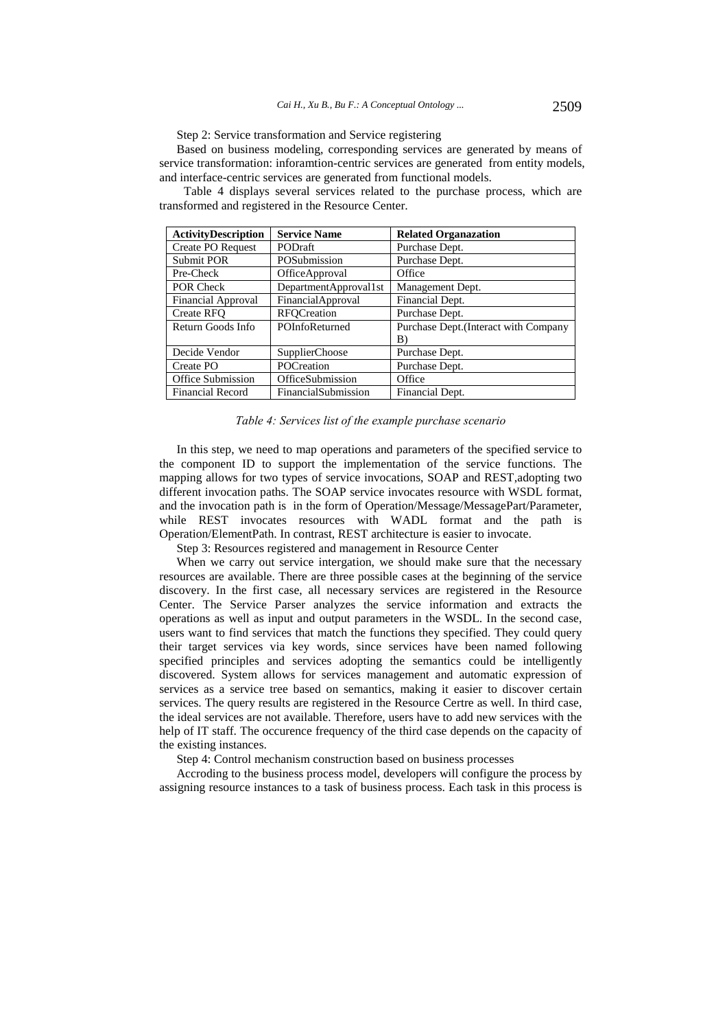Step 2: Service transformation and Service registering

Based on business modeling, corresponding services are generated by means of service transformation: inforamtion-centric services are generated from entity models, and interface-centric services are generated from functional models.

Table 4 displays several services related to the purchase process, which are transformed and registered in the Resource Center.

| ActivityDescription | Service Name | Related Organazation |
|---|---|---|
| Create PO Request | PODraft | Purchase Dept. |
| Submit POR | POSubmission | Purchase Dept. |
| Pre-Check | OfficeApproval | Office |
| POR Check | DepartmentApproval1st | Management Dept. |
| Financial Approval | FinancialApproval | Financial Dept. |
| Create RFQ | RFQCreation | Purchase Dept. |
| Return Goods Info | POInfoReturned | Purchase Dept.(Interact with Company B) |
| Decide Vendor | SupplierChoose | Purchase Dept. |
| Create PO | POCreation | Purchase Dept. |
| Office Submission | OfficeSubmission | Office |
| Financial Record | FinancialSubmission | Financial Dept. |

*Table 4: Services list of the example purchase scenario*

In this step, we need to map operations and parameters of the specified service to the component ID to support the implementation of the service functions. The mapping allows for two types of service invocations, SOAP and REST,adopting two different invocation paths. The SOAP service invocates resource with WSDL format, and the invocation path is in the form of Operation/Message/MessagePart/Parameter, while REST invocates resources with WADL format and the path is Operation/ElementPath. In contrast, REST architecture is easier to invocate.

Step 3: Resources registered and management in Resource Center

When we carry out service intergation, we should make sure that the necessary resources are available. There are three possible cases at the beginning of the service discovery. In the first case, all necessary services are registered in the Resource Center. The Service Parser analyzes the service information and extracts the operations as well as input and output parameters in the WSDL. In the second case, users want to find services that match the functions they specified. They could query their target services via key words, since services have been named following specified principles and services adopting the semantics could be intelligently discovered. System allows for services management and automatic expression of services as a service tree based on semantics, making it easier to discover certain services. The query results are registered in the Resource Certre as well. In third case, the ideal services are not available. Therefore, users have to add new services with the help of IT staff. The occurence frequency of the third case depends on the capacity of the existing instances.

Step 4: Control mechanism construction based on business processes

Accroding to the business process model, developers will configure the process by assigning resource instances to a task of business process. Each task in this process is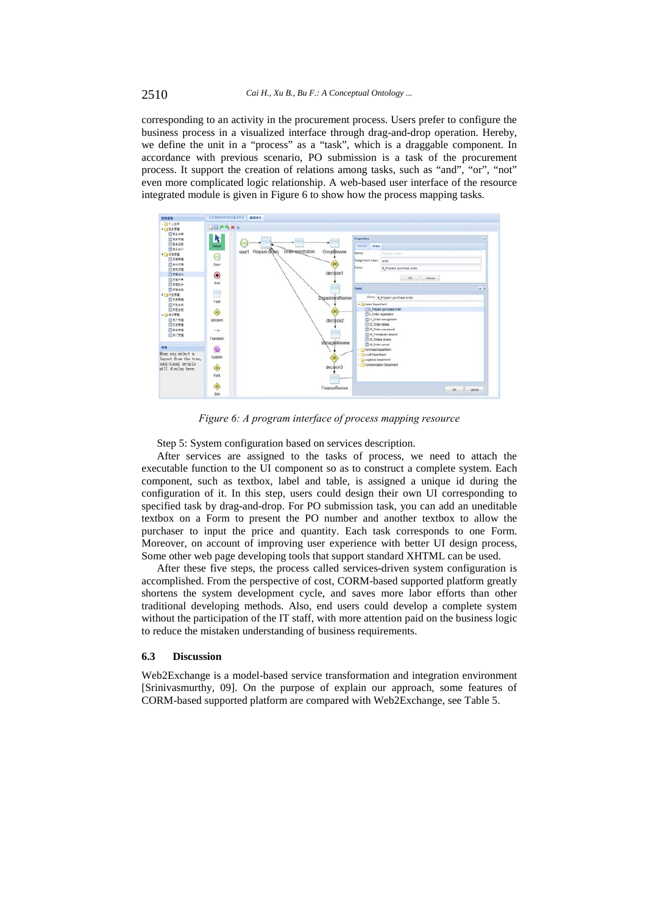corresponding to an activity in the procurement process. Users prefer to configure the business process in a visualized interface through drag-and-drop operation. Hereby, we define the unit in a "process" as a "task", which is a draggable component. In accordance with previous scenario, PO submission is a task of the procurement process. It support the creation of relations among tasks, such as "and", "or", "not" even more complicated logic relationship. A web-based user interface of the resource integrated module is given in Figure 6 to show how the process mapping tasks.

*Figure 6: A program interface of process mapping resource*

Step 5: System configuration based on services description.

After services are assigned to the tasks of process, we need to attach the executable function to the UI component so as to construct a complete system. Each component, such as textbox, label and table, is assigned a unique id during the configuration of it. In this step, users could design their own UI corresponding to specified task by drag-and-drop. For PO submission task, you can add an uneditable textbox on a Form to present the PO number and another textbox to allow the purchaser to input the price and quantity. Each task corresponds to one Form. Moreover, on account of improving user experience with better UI design process, Some other web page developing tools that support standard XHTML can be used.

After these five steps, the process called services-driven system configuration is accomplished. From the perspective of cost, CORM-based supported platform greatly shortens the system development cycle, and saves more labor efforts than other traditional developing methods. Also, end users could develop a complete system without the participation of the IT staff, with more attention paid on the business logic to reduce the mistaken understanding of business requirements.

### 6.3 Discussion

Web2Exchange is a model-based service transformation and integration environment [Srinivasmurthy, 09]. On the purpose of explain our approach, some features of CORM-based supported platform are compared with Web2Exchange, see Table 5.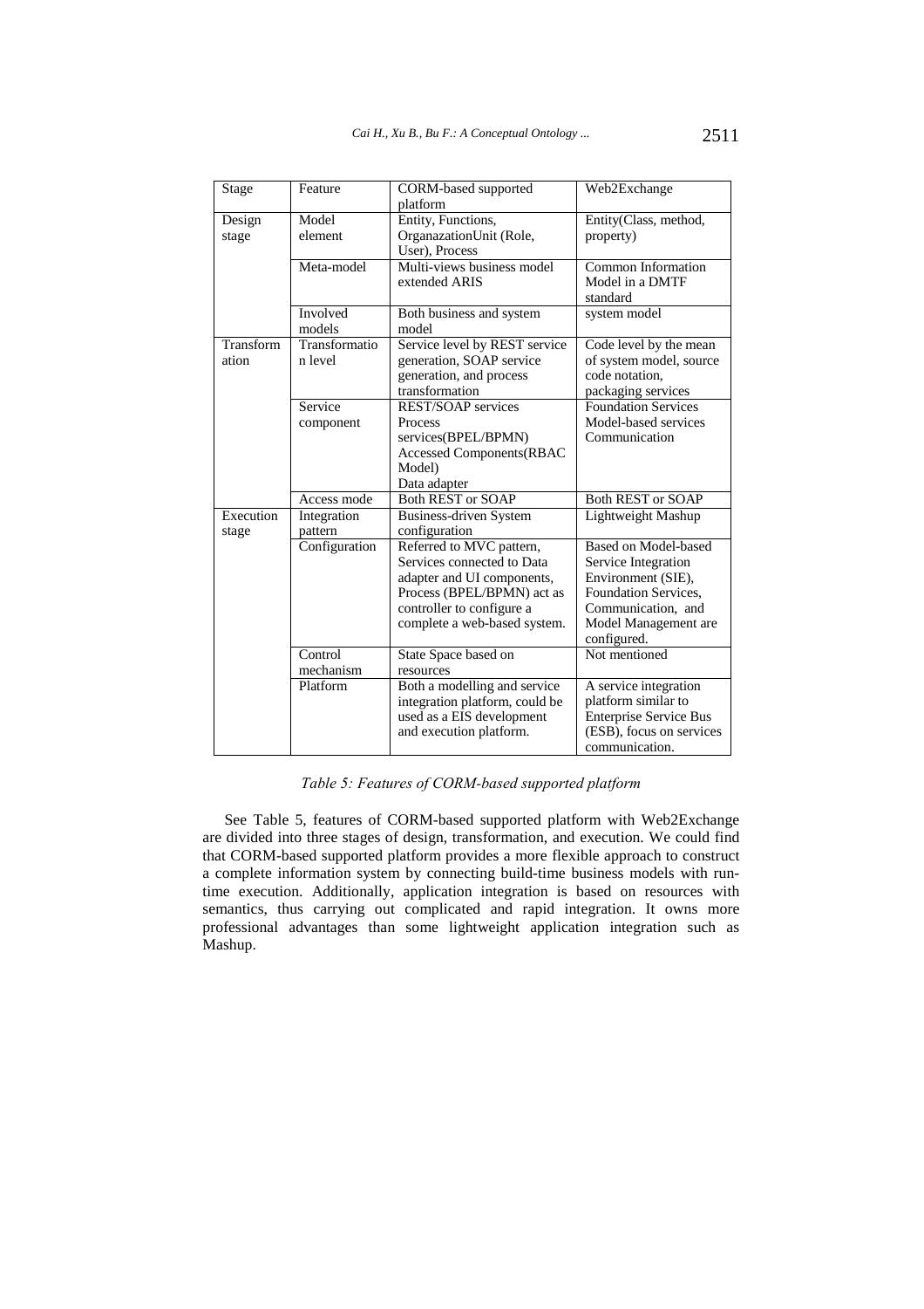| Stage | Feature | CORM-based supported platform | Web2Exchange |
|---|---|---|---|
| Design stage | Model element | Entity, Functions, OrganazationUnit (Role, User), Process | Entity(Class, method, property) |
| | Meta-model | Multi-views business model extended ARIS | Common Information Model in a DMTF standard |
| | Involved models | Both business and system model | system model |
| Transformation | Transformation level | Service level by REST service generation, SOAP service generation, and process transformation | Code level by the mean of system model, source code notation, packaging services |
| | Service component | REST/SOAP services<br>Process services(BPEL/BPMN)<br>Accessed Components(RBAC Model)<br>Data adapter | Foundation Services<br>Model-based services<br>Communication |
| | Access mode | Both REST or SOAP | Both REST or SOAP |
| Execution stage | Integration pattern | Business-driven System configuration | Lightweight Mashup |
| | Configuration | Referred to MVC pattern, Services connected to Data adapter and UI components, Process (BPEL/BPMN) act as controller to configure a complete a web-based system. | Based on Model-based Service Integration Environment (SIE), Foundation Services, Communication, and Model Management are configured. |
| | Control mechanism | State Space based on resources | Not mentioned |
| | Platform | Both a modelling and service integration platform, could be used as a EIS development and execution platform. | A service integration platform similar to Enterprise Service Bus (ESB), focus on services communication. |

*Table 5: Features of CORM-based supported platform*

See Table 5, features of CORM-based supported platform with Web2Exchange are divided into three stages of design, transformation, and execution. We could find that CORM-based supported platform provides a more flexible approach to construct a complete information system by connecting build-time business models with run-time execution. Additionally, application integration is based on resources with semantics, thus carrying out complicated and rapid integration. It owns more professional advantages than some lightweight application integration such as Mashup.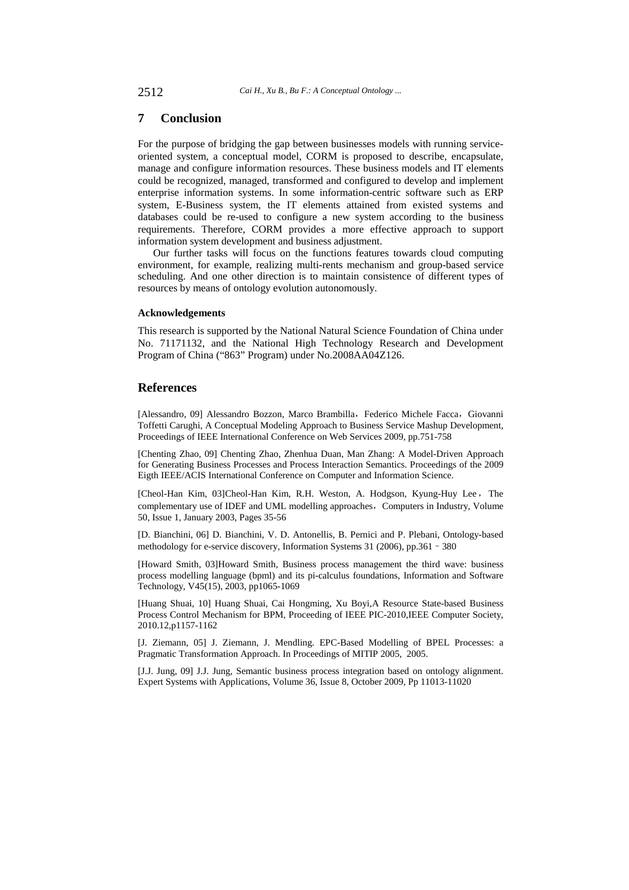## 7 Conclusion

For the purpose of bridging the gap between businesses models with running service-oriented system, a conceptual model, CORM is proposed to describe, encapsulate, manage and configure information resources. These business models and IT elements could be recognized, managed, transformed and configured to develop and implement enterprise information systems. In some information-centric software such as ERP system, E-Business system, the IT elements attained from existed systems and databases could be re-used to configure a new system according to the business requirements. Therefore, CORM provides a more effective approach to support information system development and business adjustment.

Our further tasks will focus on the functions features towards cloud computing environment, for example, realizing multi-rents mechanism and group-based service scheduling. And one other direction is to maintain consistence of different types of resources by means of ontology evolution autonomously.

#### Acknowledgements

This research is supported by the National Natural Science Foundation of China under No. 71171132, and the National High Technology Research and Development Program of China ("863" Program) under No.2008AA04Z126.

## References

[Alessandro, 09] Alessandro Bozzon, Marco Brambilla，Federico Michele Facca，Giovanni Toffetti Carughi, A Conceptual Modeling Approach to Business Service Mashup Development, Proceedings of IEEE International Conference on Web Services 2009, pp.751-758

[Chenting Zhao, 09] Chenting Zhao, Zhenhua Duan, Man Zhang: A Model-Driven Approach for Generating Business Processes and Process Interaction Semantics. Proceedings of the 2009 Eigth IEEE/ACIS International Conference on Computer and Information Science.

[Cheol-Han Kim, 03]Cheol-Han Kim, R.H. Weston, A. Hodgson, Kyung-Huy Lee，The complementary use of IDEF and UML modelling approaches，Computers in Industry, Volume 50, Issue 1, January 2003, Pages 35-56

[D. Bianchini, 06] D. Bianchini, V. D. Antonellis, B. Pernici and P. Plebani, Ontology-based methodology for e-service discovery, Information Systems 31 (2006), pp.361–380

[Howard Smith, 03]Howard Smith, Business process management the third wave: business process modelling language (bpml) and its pi-calculus foundations, Information and Software Technology, V45(15), 2003, pp1065-1069

[Huang Shuai, 10] Huang Shuai, Cai Hongming, Xu Boyi,A Resource State-based Business Process Control Mechanism for BPM, Proceeding of IEEE PIC-2010,IEEE Computer Society, 2010.12,p1157-1162

[J. Ziemann, 05] J. Ziemann, J. Mendling. EPC-Based Modelling of BPEL Processes: a Pragmatic Transformation Approach. In Proceedings of MITIP 2005, 2005.

[J.J. Jung, 09] J.J. Jung, Semantic business process integration based on ontology alignment. Expert Systems with Applications, Volume 36, Issue 8, October 2009, Pp 11013-11020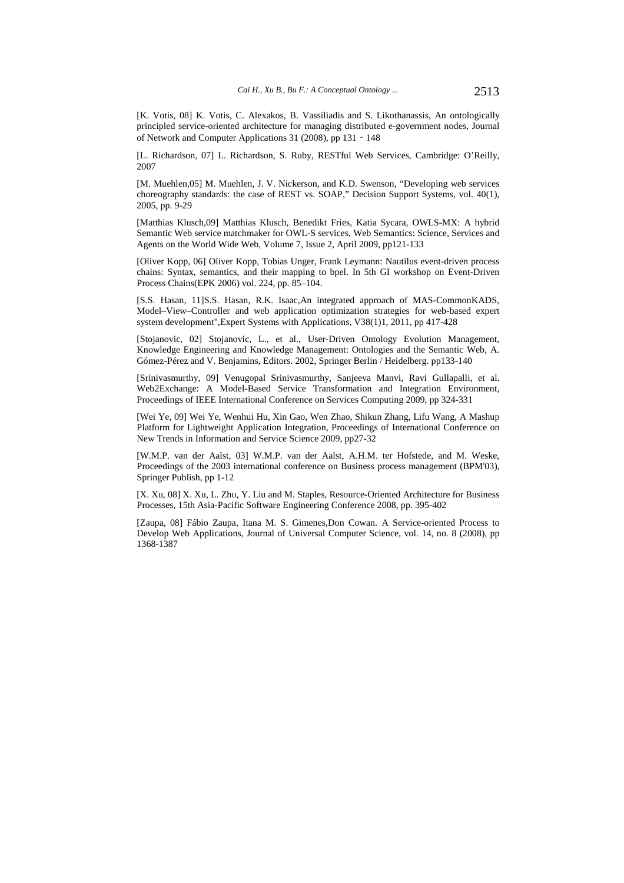[K. Votis, 08] K. Votis, C. Alexakos, B. Vassiliadis and S. Likothanassis, An ontologically principled service-oriented architecture for managing distributed e-government nodes, Journal of Network and Computer Applications 31 (2008), pp 131 – 148

[L. Richardson, 07] L. Richardson, S. Ruby, RESTful Web Services, Cambridge: O'Reilly, 2007

[M. Muehlen,05] M. Muehlen, J. V. Nickerson, and K.D. Swenson, "Developing web services choreography standards: the case of REST vs. SOAP," Decision Support Systems, vol. 40(1), 2005, pp. 9-29

[Matthias Klusch,09] Matthias Klusch, Benedikt Fries, Katia Sycara, OWLS-MX: A hybrid Semantic Web service matchmaker for OWL-S services, Web Semantics: Science, Services and Agents on the World Wide Web, Volume 7, Issue 2, April 2009, pp121-133

[Oliver Kopp, 06] Oliver Kopp, Tobias Unger, Frank Leymann: Nautilus event-driven process chains: Syntax, semantics, and their mapping to bpel. In 5th GI workshop on Event-Driven Process Chains(EPK 2006) vol. 224, pp. 85–104.

[S.S. Hasan, 11]S.S. Hasan, R.K. Isaac,An integrated approach of MAS-CommonKADS, Model–View–Controller and web application optimization strategies for web-based expert system development",Expert Systems with Applications, V38(1)1, 2011, pp 417-428

[Stojanovic, 02] Stojanovic, L., et al., User-Driven Ontology Evolution Management, Knowledge Engineering and Knowledge Management: Ontologies and the Semantic Web, A. Gómez-Pérez and V. Benjamins, Editors. 2002, Springer Berlin / Heidelberg. pp133-140

[Srinivasmurthy, 09] Venugopal Srinivasmurthy, Sanjeeva Manvi, Ravi Gullapalli, et al. Web2Exchange: A Model-Based Service Transformation and Integration Environment, Proceedings of IEEE International Conference on Services Computing 2009, pp 324-331

[Wei Ye, 09] Wei Ye, Wenhui Hu, Xin Gao, Wen Zhao, Shikun Zhang, Lifu Wang, A Mashup Platform for Lightweight Application Integration, Proceedings of International Conference on New Trends in Information and Service Science 2009, pp27-32

[W.M.P. van der Aalst, 03] W.M.P. van der Aalst, A.H.M. ter Hofstede, and M. Weske, Proceedings of the 2003 international conference on Business process management (BPM'03), Springer Publish, pp 1-12

[X. Xu, 08] X. Xu, L. Zhu, Y. Liu and M. Staples, Resource-Oriented Architecture for Business Processes, 15th Asia-Pacific Software Engineering Conference 2008, pp. 395-402

[Zaupa, 08] Fábio Zaupa, Itana M. S. Gimenes,Don Cowan. A Service-oriented Process to Develop Web Applications, Journal of Universal Computer Science, vol. 14, no. 8 (2008), pp 1368-1387